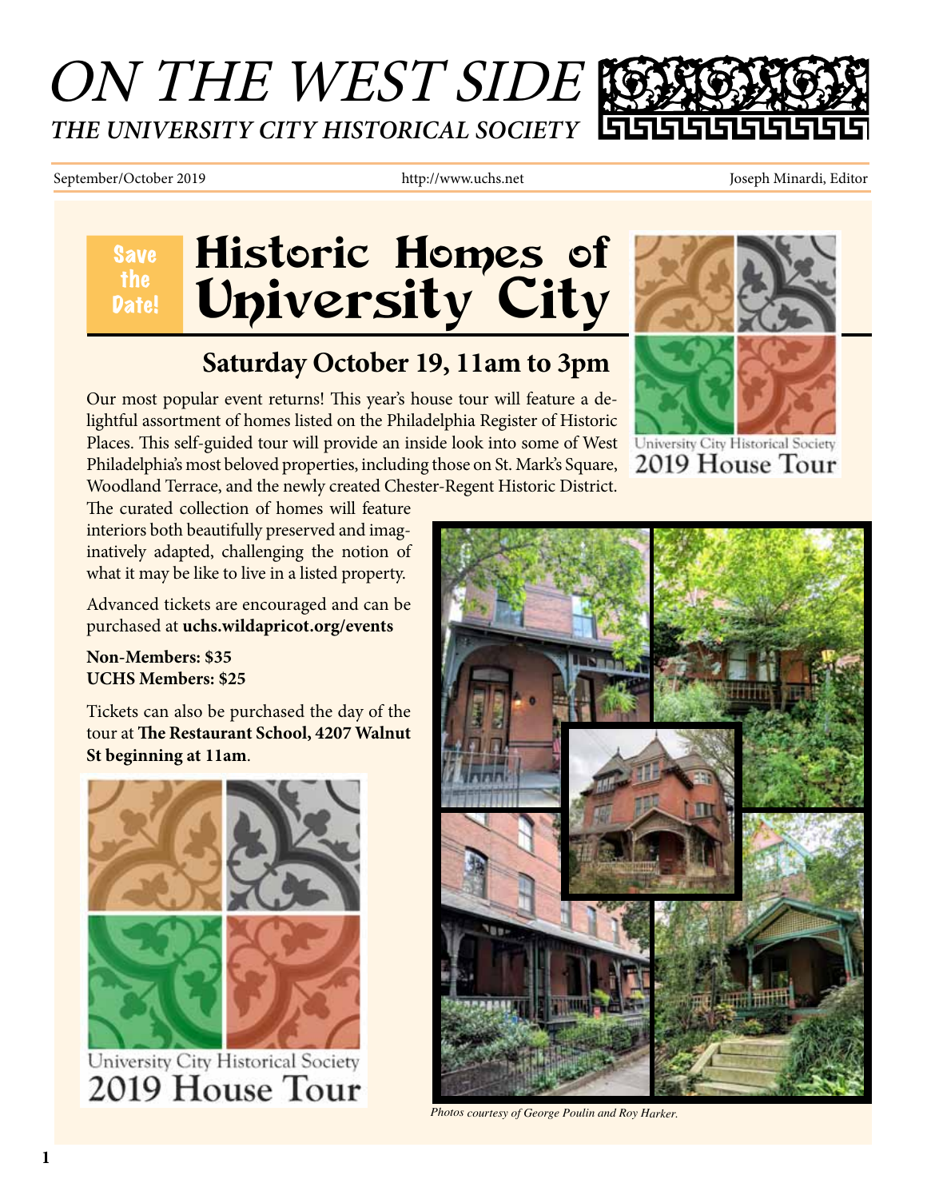# ON THE WEST SIDE

## *THE UNIVERSITY CITY HISTORICAL SOCIETY*

September/October 2019 | http://www.uchs.net | Joseph Minardi, Editor

**Save the Date!**

# Historic Homes of University City

## Saturday October 19, 11am to 3pm

Our most popular event returns! This year's house tour will feature a delightful assortment of homes listed on the Philadelphia Register of Historic Places. This self-guided tour will provide an inside look into some of West Philadelphia's most beloved properties, including those on St. Mark's Square, Woodland Terrace, and the newly created Chester-Regent Historic District. The curated collection of homes will feature interiors both beautifully preserved and imaginatively adapted, challenging the notion of what it may be like to live in a listed property.

Advanced tickets are encouraged and can be purchased at **uchs.wildapricot.org/events**

**Non-Members: $35**
**UCHS Members: $25**

Tickets can also be purchased the day of the tour at **The Restaurant School, 4207 Walnut St beginning at 11am**.

University City Historical Society
2019 House Tour

*Photos courtesy of George Poulin and Roy Harker.*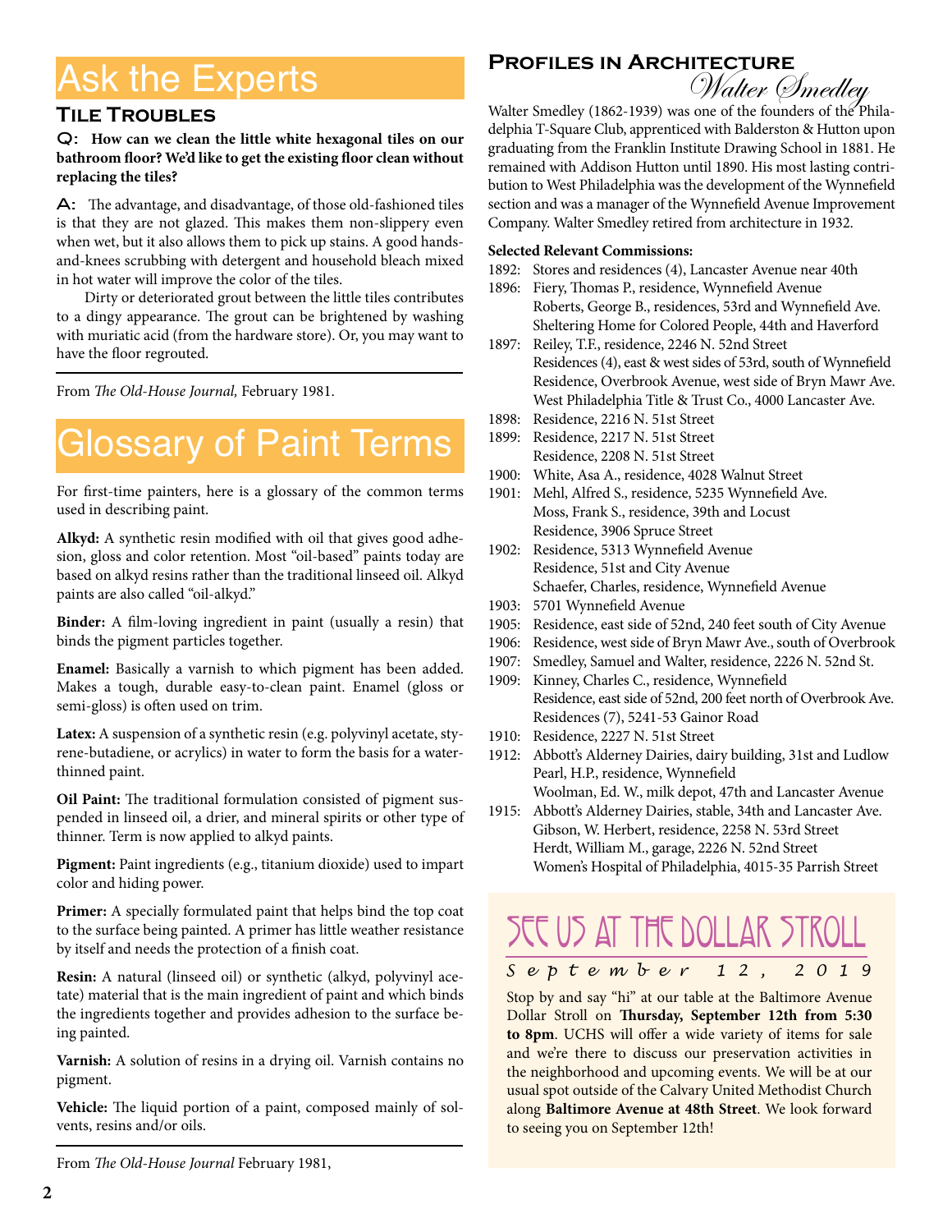# Ask the Experts

## Tile Troubles

**Q: How can we clean the little white hexagonal tiles on our bathroom floor? We'd like to get the existing floor clean without replacing the tiles?**

**A:** The advantage, and disadvantage, of those old-fashioned tiles is that they are not glazed. This makes them non-slippery even when wet, but it also allows them to pick up stains. A good hands-and-knees scrubbing with detergent and household bleach mixed in hot water will improve the color of the tiles.

Dirty or deteriorated grout between the little tiles contributes to a dingy appearance. The grout can be brightened by washing with muriatic acid (from the hardware store). Or, you may want to have the floor regrouted.

From *The Old-House Journal,* February 1981.

# Glossary of Paint Terms

For first-time painters, here is a glossary of the common terms used in describing paint.

**Alkyd:** A synthetic resin modified with oil that gives good adhesion, gloss and color retention. Most "oil-based" paints today are based on alkyd resins rather than the traditional linseed oil. Alkyd paints are also called "oil-alkyd."

**Binder:** A film-loving ingredient in paint (usually a resin) that binds the pigment particles together.

**Enamel:** Basically a varnish to which pigment has been added. Makes a tough, durable easy-to-clean paint. Enamel (gloss or semi-gloss) is often used on trim.

**Latex:** A suspension of a synthetic resin (e.g. polyvinyl acetate, styrene-butadiene, or acrylics) in water to form the basis for a water-thinned paint.

**Oil Paint:** The traditional formulation consisted of pigment suspended in linseed oil, a drier, and mineral spirits or other type of thinner. Term is now applied to alkyd paints.

**Pigment:** Paint ingredients (e.g., titanium dioxide) used to impart color and hiding power.

**Primer:** A specially formulated paint that helps bind the top coat to the surface being painted. A primer has little weather resistance by itself and needs the protection of a finish coat.

**Resin:** A natural (linseed oil) or synthetic (alkyd, polyvinyl acetate) material that is the main ingredient of paint and which binds the ingredients together and provides adhesion to the surface being painted.

**Varnish:** A solution of resins in a drying oil. Varnish contains no pigment.

**Vehicle:** The liquid portion of a paint, composed mainly of solvents, resins and/or oils.

From *The Old-House Journal* February 1981,

## Profiles in Architecture

### Walter Smedley

Walter Smedley (1862-1939) was one of the founders of the Philadelphia T-Square Club, apprenticed with Balderston & Hutton upon graduating from the Franklin Institute Drawing School in 1881. He remained with Addison Hutton until 1890. His most lasting contribution to West Philadelphia was the development of the Wynnefield section and was a manager of the Wynnefield Avenue Improvement Company. Walter Smedley retired from architecture in 1932.

**Selected Relevant Commissions:**

1892: Stores and residences (4), Lancaster Avenue near 40th
1896: Fiery, Thomas P., residence, Wynnefield Avenue
Roberts, George B., residences, 53rd and Wynnefield Ave.
Sheltering Home for Colored People, 44th and Haverford
1897: Reiley, T.F., residence, 2246 N. 52nd Street
Residences (4), east & west sides of 53rd, south of Wynnefield
Residence, Overbrook Avenue, west side of Bryn Mawr Ave.
West Philadelphia Title & Trust Co., 4000 Lancaster Ave.
1898: Residence, 2216 N. 51st Street
1899: Residence, 2217 N. 51st Street
Residence, 2208 N. 51st Street
1900: White, Asa A., residence, 4028 Walnut Street
1901: Mehl, Alfred S., residence, 5235 Wynnefield Ave.
Moss, Frank S., residence, 39th and Locust
Residence, 3906 Spruce Street
1902: Residence, 5313 Wynnefield Avenue
Residence, 51st and City Avenue
Schaefer, Charles, residence, Wynnefield Avenue
1903: 5701 Wynnefield Avenue
1905: Residence, east side of 52nd, 240 feet south of City Avenue
1906: Residence, west side of Bryn Mawr Ave., south of Overbrook
1907: Smedley, Samuel and Walter, residence, 2226 N. 52nd St.
1909: Kinney, Charles C., residence, Wynnefield
Residence, east side of 52nd, 200 feet north of Overbrook Ave.
Residences (7), 5241-53 Gainor Road
1910: Residence, 2227 N. 51st Street
1912: Abbott's Alderney Dairies, dairy building, 31st and Ludlow
Pearl, H.P., residence, Wynnefield
Woolman, Ed. W., milk depot, 47th and Lancaster Avenue
1915: Abbott's Alderney Dairies, stable, 34th and Lancaster Ave.
Gibson, W. Herbert, residence, 2258 N. 53rd Street
Herdt, William M., garage, 2226 N. 52nd Street
Women's Hospital of Philadelphia, 4015-35 Parrish Street

## See Us at the Dollar Stroll

*September 12, 2019*

Stop by and say "hi" at our table at the Baltimore Avenue Dollar Stroll on **Thursday, September 12th from 5:30 to 8pm**. UCHS will offer a wide variety of items for sale and we're there to discuss our preservation activities in the neighborhood and upcoming events. We will be at our usual spot outside of the Calvary United Methodist Church along **Baltimore Avenue at 48th Street**. We look forward to seeing you on September 12th!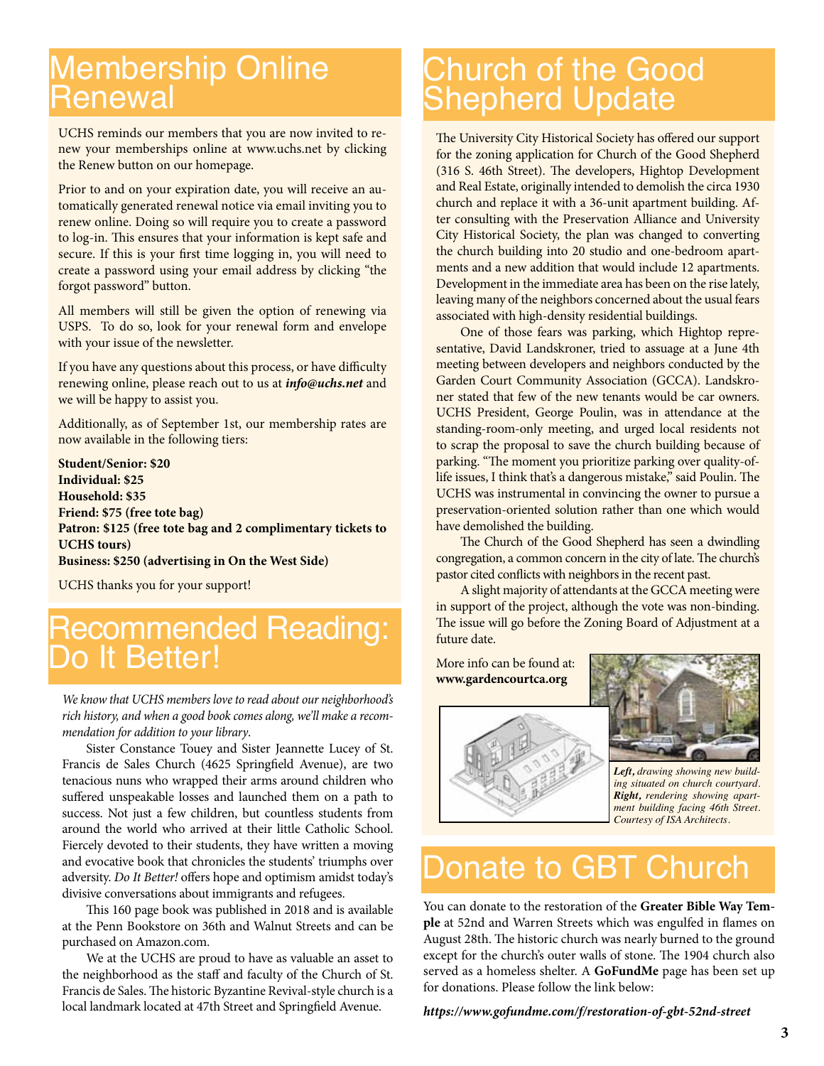# Membership Online Renewal

UCHS reminds our members that you are now invited to renew your memberships online at www.uchs.net by clicking the Renew button on our homepage.

Prior to and on your expiration date, you will receive an automatically generated renewal notice via email inviting you to renew online. Doing so will require you to create a password to log-in. This ensures that your information is kept safe and secure. If this is your first time logging in, you will need to create a password using your email address by clicking "the forgot password" button.

All members will still be given the option of renewing via USPS. To do so, look for your renewal form and envelope with your issue of the newsletter.

If you have any questions about this process, or have difficulty renewing online, please reach out to us at ***info@uchs.net*** and we will be happy to assist you.

Additionally, as of September 1st, our membership rates are now available in the following tiers:

**Student/Senior: $20**
**Individual: $25**
**Household: $35**
**Friend: $75 (free tote bag)**
**Patron: $125 (free tote bag and 2 complimentary tickets to UCHS tours)**
**Business: $250 (advertising in On the West Side)**

UCHS thanks you for your support!

# Recommended Reading: Do It Better!

*We know that UCHS members love to read about our neighborhood's rich history, and when a good book comes along, we'll make a recommendation for addition to your library*.

Sister Constance Touey and Sister Jeannette Lucey of St. Francis de Sales Church (4625 Springfield Avenue), are two tenacious nuns who wrapped their arms around children who suffered unspeakable losses and launched them on a path to success. Not just a few children, but countless students from around the world who arrived at their little Catholic School. Fiercely devoted to their students, they have written a moving and evocative book that chronicles the students' triumphs over adversity. *Do It Better!* offers hope and optimism amidst today's divisive conversations about immigrants and refugees.

This 160 page book was published in 2018 and is available at the Penn Bookstore on 36th and Walnut Streets and can be purchased on Amazon.com.

We at the UCHS are proud to have as valuable an asset to the neighborhood as the staff and faculty of the Church of St. Francis de Sales. The historic Byzantine Revival-style church is a local landmark located at 47th Street and Springfield Avenue.

# Church of the Good Shepherd Update

The University City Historical Society has offered our support for the zoning application for Church of the Good Shepherd (316 S. 46th Street). The developers, Hightop Development and Real Estate, originally intended to demolish the circa 1930 church and replace it with a 36-unit apartment building. After consulting with the Preservation Alliance and University City Historical Society, the plan was changed to converting the church building into 20 studio and one-bedroom apartments and a new addition that would include 12 apartments. Development in the immediate area has been on the rise lately, leaving many of the neighbors concerned about the usual fears associated with high-density residential buildings.

One of those fears was parking, which Hightop representative, David Landskroner, tried to assuage at a June 4th meeting between developers and neighbors conducted by the Garden Court Community Association (GCCA). Landskroner stated that few of the new tenants would be car owners. UCHS President, George Poulin, was in attendance at the standing-room-only meeting, and urged local residents not to scrap the proposal to save the church building because of parking. "The moment you prioritize parking over quality-of-life issues, I think that's a dangerous mistake," said Poulin. The UCHS was instrumental in convincing the owner to pursue a preservation-oriented solution rather than one which would have demolished the building.

The Church of the Good Shepherd has seen a dwindling congregation, a common concern in the city of late. The church's pastor cited conflicts with neighbors in the recent past.

A slight majority of attendants at the GCCA meeting were in support of the project, although the vote was non-binding. The issue will go before the Zoning Board of Adjustment at a future date.

More info can be found at:
**www.gardencourtca.org**

***Left,*** *drawing showing new building situated on church courtyard.* ***Right,*** *rendering showing apartment building facing 46th Street. Courtesy of ISA Architects.*

# Donate to GBT Church

You can donate to the restoration of the **Greater Bible Way Temple** at 52nd and Warren Streets which was engulfed in flames on August 28th. The historic church was nearly burned to the ground except for the church's outer walls of stone. The 1904 church also served as a homeless shelter. A **GoFundMe** page has been set up for donations. Please follow the link below:

***https://www.gofundme.com/f/restoration-of-gbt-52nd-street***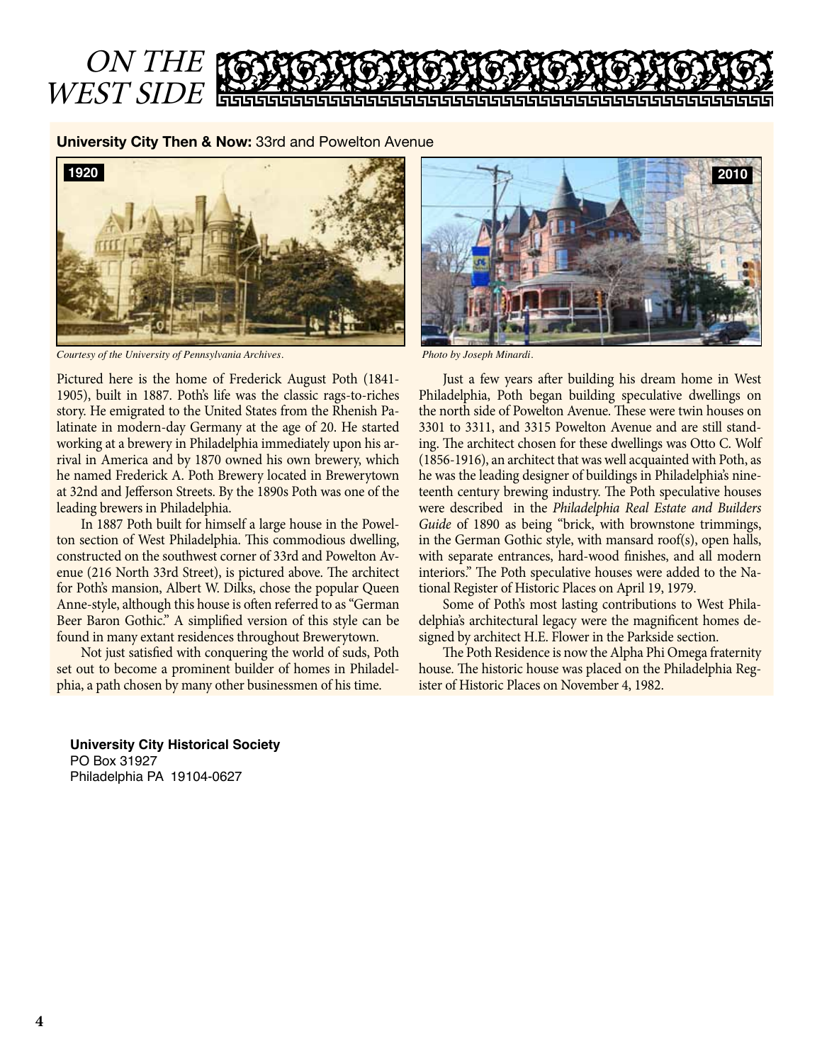# ON THE WEST SIDE

**University City Then & Now:** 33rd and Powelton Avenue

1920

*Courtesy of the University of Pennsylvania Archives.*

2010

*Photo by Joseph Minardi.*

Pictured here is the home of Frederick August Poth (1841-1905), built in 1887. Poth's life was the classic rags-to-riches story. He emigrated to the United States from the Rhenish Palatinate in modern-day Germany at the age of 20. He started working at a brewery in Philadelphia immediately upon his arrival in America and by 1870 owned his own brewery, which he named Frederick A. Poth Brewery located in Brewerytown at 32nd and Jefferson Streets. By the 1890s Poth was one of the leading brewers in Philadelphia.

In 1887 Poth built for himself a large house in the Powelton section of West Philadelphia. This commodious dwelling, constructed on the southwest corner of 33rd and Powelton Avenue (216 North 33rd Street), is pictured above. The architect for Poth's mansion, Albert W. Dilks, chose the popular Queen Anne-style, although this house is often referred to as "German Beer Baron Gothic." A simplified version of this style can be found in many extant residences throughout Brewerytown.

Not just satisfied with conquering the world of suds, Poth set out to become a prominent builder of homes in Philadelphia, a path chosen by many other businessmen of his time.

Just a few years after building his dream home in West Philadelphia, Poth began building speculative dwellings on the north side of Powelton Avenue. These were twin houses on 3301 to 3311, and 3315 Powelton Avenue and are still standing. The architect chosen for these dwellings was Otto C. Wolf (1856-1916), an architect that was well acquainted with Poth, as he was the leading designer of buildings in Philadelphia's nineteenth century brewing industry. The Poth speculative houses were described in the *Philadelphia Real Estate and Builders Guide* of 1890 as being "brick, with brownstone trimmings, in the German Gothic style, with mansard roof(s), open halls, with separate entrances, hard-wood finishes, and all modern interiors." The Poth speculative houses were added to the National Register of Historic Places on April 19, 1979.

Some of Poth's most lasting contributions to West Philadelphia's architectural legacy were the magnificent homes designed by architect H.E. Flower in the Parkside section.

The Poth Residence is now the Alpha Phi Omega fraternity house. The historic house was placed on the Philadelphia Register of Historic Places on November 4, 1982.

**University City Historical Society**
PO Box 31927
Philadelphia PA 19104-0627